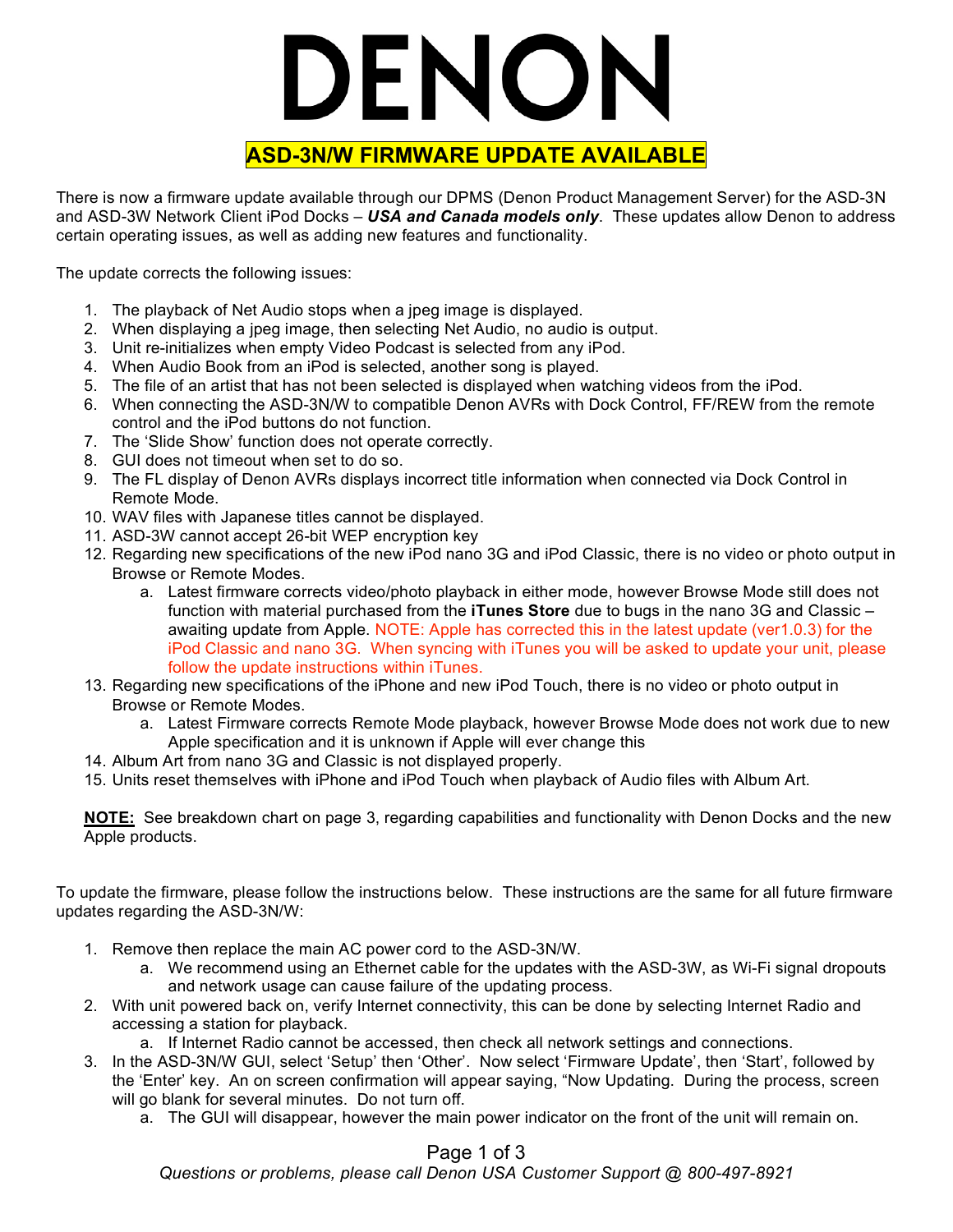# DENON

## ASD-3N/W FIRMWARE UPDATE AVAILABLE

There is now a firmware update available through our DPMS (Denon Product Management Server) for the ASD-3N and ASD-3W Network Client iPod Docks – ***USA and Canada models only***. These updates allow Denon to address certain operating issues, as well as adding new features and functionality.

The update corrects the following issues:

1. The playback of Net Audio stops when a jpeg image is displayed.
2. When displaying a jpeg image, then selecting Net Audio, no audio is output.
3. Unit re-initializes when empty Video Podcast is selected from any iPod.
4. When Audio Book from an iPod is selected, another song is played.
5. The file of an artist that has not been selected is displayed when watching videos from the iPod.
6. When connecting the ASD-3N/W to compatible Denon AVRs with Dock Control, FF/REW from the remote control and the iPod buttons do not function.
7. The 'Slide Show' function does not operate correctly.
8. GUI does not timeout when set to do so.
9. The FL display of Denon AVRs displays incorrect title information when connected via Dock Control in Remote Mode.
10. WAV files with Japanese titles cannot be displayed.
11. ASD-3W cannot accept 26-bit WEP encryption key
12. Regarding new specifications of the new iPod nano 3G and iPod Classic, there is no video or photo output in Browse or Remote Modes.
    a. Latest firmware corrects video/photo playback in either mode, however Browse Mode still does not function with material purchased from the **iTunes Store** due to bugs in the nano 3G and Classic – awaiting update from Apple. NOTE: Apple has corrected this in the latest update (ver1.0.3) for the iPod Classic and nano 3G. When syncing with iTunes you will be asked to update your unit, please follow the update instructions within iTunes.
13. Regarding new specifications of the iPhone and new iPod Touch, there is no video or photo output in Browse or Remote Modes.
    a. Latest Firmware corrects Remote Mode playback, however Browse Mode does not work due to new Apple specification and it is unknown if Apple will ever change this
14. Album Art from nano 3G and Classic is not displayed properly.
15. Units reset themselves with iPhone and iPod Touch when playback of Audio files with Album Art.

**NOTE:** See breakdown chart on page 3, regarding capabilities and functionality with Denon Docks and the new Apple products.

To update the firmware, please follow the instructions below. These instructions are the same for all future firmware updates regarding the ASD-3N/W:

1. Remove then replace the main AC power cord to the ASD-3N/W.
    a. We recommend using an Ethernet cable for the updates with the ASD-3W, as Wi-Fi signal dropouts and network usage can cause failure of the updating process.
2. With unit powered back on, verify Internet connectivity, this can be done by selecting Internet Radio and accessing a station for playback.
    a. If Internet Radio cannot be accessed, then check all network settings and connections.
3. In the ASD-3N/W GUI, select 'Setup' then 'Other'. Now select 'Firmware Update', then 'Start', followed by the 'Enter' key. An on screen confirmation will appear saying, "Now Updating. During the process, screen will go blank for several minutes. Do not turn off.
    a. The GUI will disappear, however the main power indicator on the front of the unit will remain on.

*Questions or problems, please call Denon USA Customer Support @ 800-497-8921*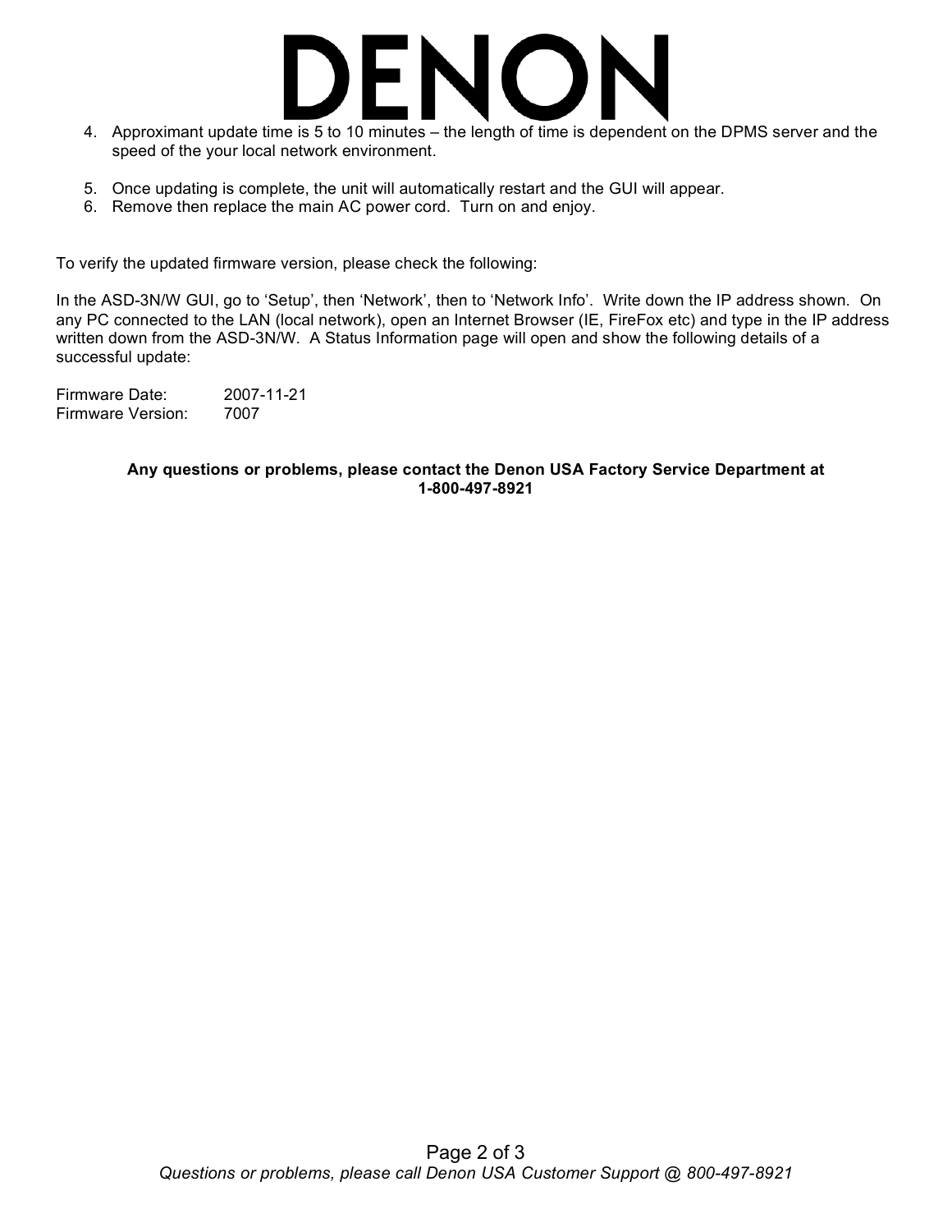4. Approximant update time is 5 to 10 minutes – the length of time is dependent on the DPMS server and the speed of the your local network environment.

5. Once updating is complete, the unit will automatically restart and the GUI will appear.
6. Remove then replace the main AC power cord. Turn on and enjoy.

To verify the updated firmware version, please check the following:

In the ASD-3N/W GUI, go to 'Setup', then 'Network', then to 'Network Info'. Write down the IP address shown. On any PC connected to the LAN (local network), open an Internet Browser (IE, FireFox etc) and type in the IP address written down from the ASD-3N/W. A Status Information page will open and show the following details of a successful update:

Firmware Date: 2007-11-21
Firmware Version: 7007

**Any questions or problems, please contact the Denon USA Factory Service Department at 1-800-497-8921**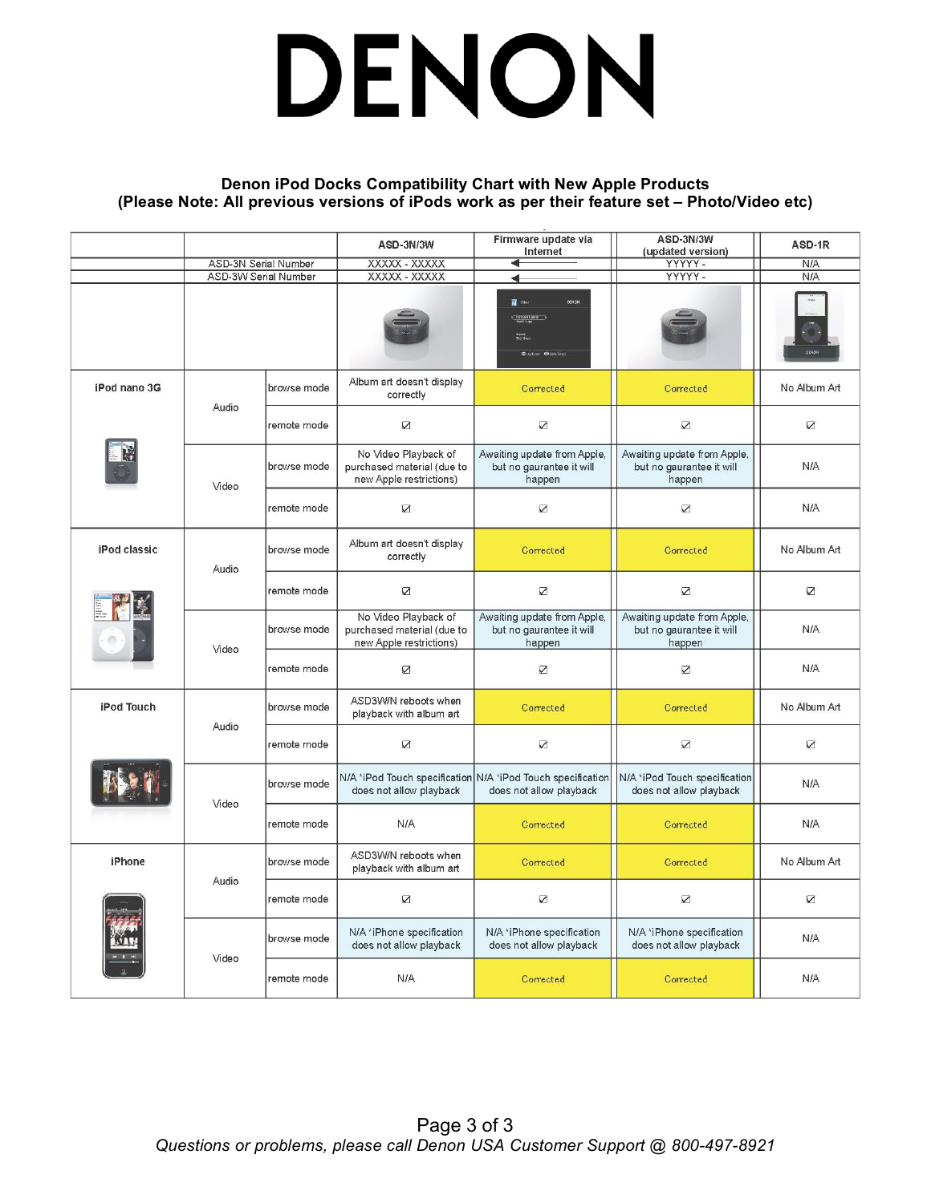# DENON

**Denon iPod Docks Compatibility Chart with New Apple Products**
**(Please Note: All previous versions of iPods work as per their feature set – Photo/Video etc)**

| | | | ASD-3N/3W | Firmware update via Internet | ASD-3N/3W (updated version) | ASD-1R |
|---|---|---|---|---|---|---|
| | ASD-3N Serial Number | | XXXXX - XXXXX | ← | YYYYY - | N/A |
| | ASD-3W Serial Number | | XXXXX - XXXXX | ← | YYYYY - | N/A |
| iPod nano 3G | Audio | browse mode | Album art doesn't display correctly | Corrected | Corrected | No Album Art |
| | | remote mode | ☑ | ☑ | ☑ | ☑ |
| | Video | browse mode | No Video Playback of purchased material (due to new Apple restrictions) | Awaiting update from Apple, but no gaurantee it will happen | Awaiting update from Apple, but no gaurantee it will happen | N/A |
| | | remote mode | ☑ | ☑ | ☑ | N/A |
| iPod classic | Audio | browse mode | Album art doesn't display correctly | Corrected | Corrected | No Album Art |
| | | remote mode | ☑ | ☑ | ☑ | ☑ |
| | Video | browse mode | No Video Playback of purchased material (due to new Apple restrictions) | Awaiting update from Apple, but no gaurantee it will happen | Awaiting update from Apple, but no gaurantee it will happen | N/A |
| | | remote mode | ☑ | ☑ | ☑ | N/A |
| iPod Touch | Audio | browse mode | ASD3W/N reboots when playback with album art | Corrected | Corrected | No Album Art |
| | | remote mode | ☑ | ☑ | ☑ | ☑ |
| | Video | browse mode | N/A *iPod Touch specification does not allow playback | N/A *iPod Touch specification does not allow playback | N/A *iPod Touch specification does not allow playback | N/A |
| | | remote mode | N/A | Corrected | Corrected | N/A |
| iPhone | Audio | browse mode | ASD3W/N reboots when playback with album art | Corrected | Corrected | No Album Art |
| | | remote mode | ☑ | ☑ | ☑ | ☑ |
| | Video | browse mode | N/A *iPhone specification does not allow playback | N/A *iPhone specification does not allow playback | N/A *iPhone specification does not allow playback | N/A |
| | | remote mode | N/A | Corrected | Corrected | N/A |

*Questions or problems, please call Denon USA Customer Support @ 800-497-8921*